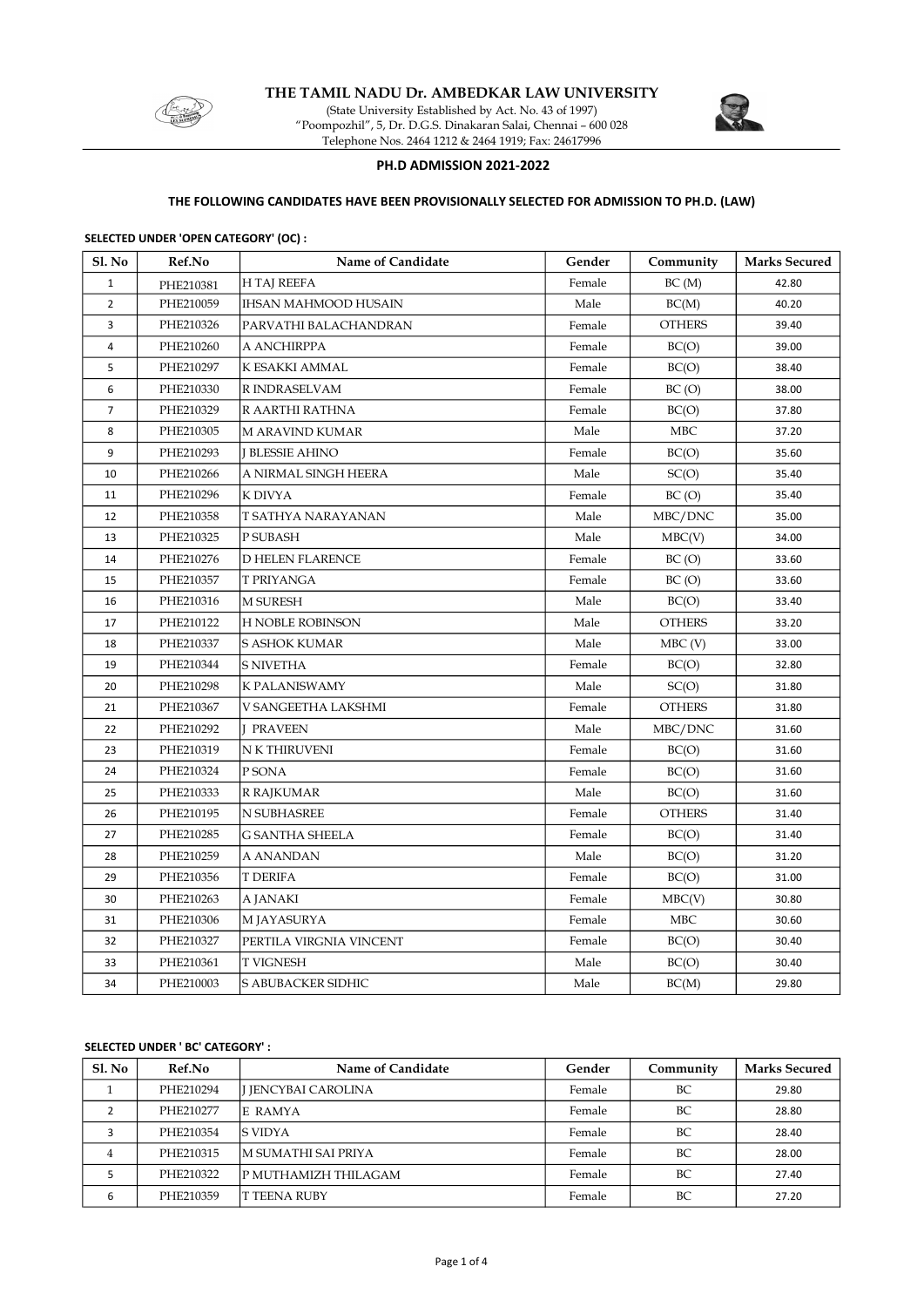# THE TAMIL NADU Dr. AMBEDKAR LAW UNIVERSITY

(State University Established by Act. No. 43 of 1997)
"Poompozhil", 5, Dr. D.G.S. Dinakaran Salai, Chennai – 600 028
Telephone Nos. 2464 1212 & 2464 1919; Fax: 24617996

## PH.D ADMISSION 2021-2022

### THE FOLLOWING CANDIDATES HAVE BEEN PROVISIONALLY SELECTED FOR ADMISSION TO PH.D. (LAW)

**SELECTED UNDER 'OPEN CATEGORY' (OC) :**

| Sl. No | Ref.No | Name of Candidate | Gender | Community | Marks Secured |
|---|---|---|---|---|---|
| 1 | PHE210381 | H TAJ REEFA | Female | BC (M) | 42.80 |
| 2 | PHE210059 | IHSAN MAHMOOD HUSAIN | Male | BC(M) | 40.20 |
| 3 | PHE210326 | PARVATHI BALACHANDRAN | Female | OTHERS | 39.40 |
| 4 | PHE210260 | A ANCHIRPPA | Female | BC(O) | 39.00 |
| 5 | PHE210297 | K ESAKKI AMMAL | Female | BC(O) | 38.40 |
| 6 | PHE210330 | R INDRASELVAM | Female | BC (O) | 38.00 |
| 7 | PHE210329 | R AARTHI RATHNA | Female | BC(O) | 37.80 |
| 8 | PHE210305 | M ARAVIND KUMAR | Male | MBC | 37.20 |
| 9 | PHE210293 | J BLESSIE AHINO | Female | BC(O) | 35.60 |
| 10 | PHE210266 | A NIRMAL SINGH HEERA | Male | SC(O) | 35.40 |
| 11 | PHE210296 | K DIVYA | Female | BC (O) | 35.40 |
| 12 | PHE210358 | T SATHYA NARAYANAN | Male | MBC/DNC | 35.00 |
| 13 | PHE210325 | P SUBASH | Male | MBC(V) | 34.00 |
| 14 | PHE210276 | D HELEN FLARENCE | Female | BC (O) | 33.60 |
| 15 | PHE210357 | T PRIYANGA | Female | BC (O) | 33.60 |
| 16 | PHE210316 | M SURESH | Male | BC(O) | 33.40 |
| 17 | PHE210122 | H NOBLE ROBINSON | Male | OTHERS | 33.20 |
| 18 | PHE210337 | S ASHOK KUMAR | Male | MBC (V) | 33.00 |
| 19 | PHE210344 | S NIVETHA | Female | BC(O) | 32.80 |
| 20 | PHE210298 | K PALANISWAMY | Male | SC(O) | 31.80 |
| 21 | PHE210367 | V SANGEETHA LAKSHMI | Female | OTHERS | 31.80 |
| 22 | PHE210292 | J PRAVEEN | Male | MBC/DNC | 31.60 |
| 23 | PHE210319 | N K THIRUVENI | Female | BC(O) | 31.60 |
| 24 | PHE210324 | P SONA | Female | BC(O) | 31.60 |
| 25 | PHE210333 | R RAJKUMAR | Male | BC(O) | 31.60 |
| 26 | PHE210195 | N SUBHASREE | Female | OTHERS | 31.40 |
| 27 | PHE210285 | G SANTHA SHEELA | Female | BC(O) | 31.40 |
| 28 | PHE210259 | A ANANDAN | Male | BC(O) | 31.20 |
| 29 | PHE210356 | T DERIFA | Female | BC(O) | 31.00 |
| 30 | PHE210263 | A JANAKI | Female | MBC(V) | 30.80 |
| 31 | PHE210306 | M JAYASURYA | Female | MBC | 30.60 |
| 32 | PHE210327 | PERTILA VIRGNIA VINCENT | Female | BC(O) | 30.40 |
| 33 | PHE210361 | T VIGNESH | Male | BC(O) | 30.40 |
| 34 | PHE210003 | S ABUBACKER SIDHIC | Male | BC(M) | 29.80 |

**SELECTED UNDER ' BC' CATEGORY' :**

| Sl. No | Ref.No | Name of Candidate | Gender | Community | Marks Secured |
|---|---|---|---|---|---|
| 1 | PHE210294 | J JENCYBAI CAROLINA | Female | BC | 29.80 |
| 2 | PHE210277 | E RAMYA | Female | BC | 28.80 |
| 3 | PHE210354 | S VIDYA | Female | BC | 28.40 |
| 4 | PHE210315 | M SUMATHI SAI PRIYA | Female | BC | 28.00 |
| 5 | PHE210322 | P MUTHAMIZH THILAGAM | Female | BC | 27.40 |
| 6 | PHE210359 | T TEENA RUBY | Female | BC | 27.20 |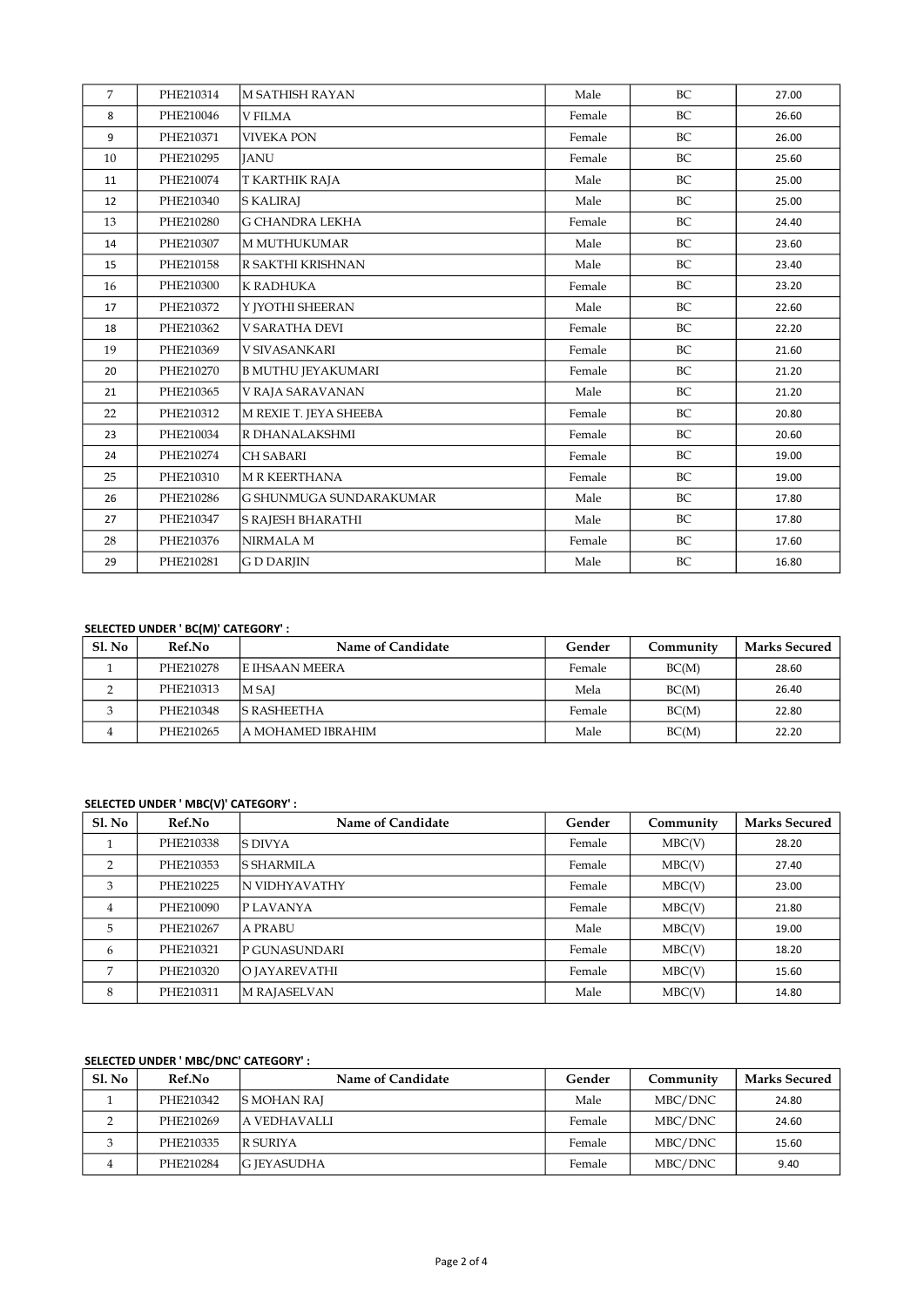| Sl. No | Ref.No | Name of Candidate | Gender | Community | Marks Secured |
|---|---|---|---|---|---|
| 7 | PHE210314 | M SATHISH RAYAN | Male | BC | 27.00 |
| 8 | PHE210046 | V FILMA | Female | BC | 26.60 |
| 9 | PHE210371 | VIVEKA PON | Female | BC | 26.00 |
| 10 | PHE210295 | JANU | Female | BC | 25.60 |
| 11 | PHE210074 | T KARTHIK RAJA | Male | BC | 25.00 |
| 12 | PHE210340 | S KALIRAJ | Male | BC | 25.00 |
| 13 | PHE210280 | G CHANDRA LEKHA | Female | BC | 24.40 |
| 14 | PHE210307 | M MUTHUKUMAR | Male | BC | 23.60 |
| 15 | PHE210158 | R SAKTHI KRISHNAN | Male | BC | 23.40 |
| 16 | PHE210300 | K RADHUKA | Female | BC | 23.20 |
| 17 | PHE210372 | Y JYOTHI SHEERAN | Male | BC | 22.60 |
| 18 | PHE210362 | V SARATHA DEVI | Female | BC | 22.20 |
| 19 | PHE210369 | V SIVASANKARI | Female | BC | 21.60 |
| 20 | PHE210270 | B MUTHU JEYAKUMARI | Female | BC | 21.20 |
| 21 | PHE210365 | V RAJA SARAVANAN | Male | BC | 21.20 |
| 22 | PHE210312 | M REXIE T. JEYA SHEEBA | Female | BC | 20.80 |
| 23 | PHE210034 | R DHANALAKSHMI | Female | BC | 20.60 |
| 24 | PHE210274 | CH SABARI | Female | BC | 19.00 |
| 25 | PHE210310 | M R KEERTHANA | Female | BC | 19.00 |
| 26 | PHE210286 | G SHUNMUGA SUNDARAKUMAR | Male | BC | 17.80 |
| 27 | PHE210347 | S RAJESH BHARATHI | Male | BC | 17.80 |
| 28 | PHE210376 | NIRMALA M | Female | BC | 17.60 |
| 29 | PHE210281 | G D DARJIN | Male | BC | 16.80 |

**SELECTED UNDER ' BC(M)' CATEGORY' :**

| Sl. No | Ref.No | Name of Candidate | Gender | Community | Marks Secured |
|---|---|---|---|---|---|
| 1 | PHE210278 | E IHSAAN MEERA | Female | BC(M) | 28.60 |
| 2 | PHE210313 | M SAJ | Mela | BC(M) | 26.40 |
| 3 | PHE210348 | S RASHEETHA | Female | BC(M) | 22.80 |
| 4 | PHE210265 | A MOHAMED IBRAHIM | Male | BC(M) | 22.20 |

**SELECTED UNDER ' MBC(V)' CATEGORY' :**

| Sl. No | Ref.No | Name of Candidate | Gender | Community | Marks Secured |
|---|---|---|---|---|---|
| 1 | PHE210338 | S DIVYA | Female | MBC(V) | 28.20 |
| 2 | PHE210353 | S SHARMILA | Female | MBC(V) | 27.40 |
| 3 | PHE210225 | N VIDHYAVATHY | Female | MBC(V) | 23.00 |
| 4 | PHE210090 | P LAVANYA | Female | MBC(V) | 21.80 |
| 5 | PHE210267 | A PRABU | Male | MBC(V) | 19.00 |
| 6 | PHE210321 | P GUNASUNDARI | Female | MBC(V) | 18.20 |
| 7 | PHE210320 | O JAYAREVATHI | Female | MBC(V) | 15.60 |
| 8 | PHE210311 | M RAJASELVAN | Male | MBC(V) | 14.80 |

**SELECTED UNDER ' MBC/DNC' CATEGORY' :**

| Sl. No | Ref.No | Name of Candidate | Gender | Community | Marks Secured |
|---|---|---|---|---|---|
| 1 | PHE210342 | S MOHAN RAJ | Male | MBC/DNC | 24.80 |
| 2 | PHE210269 | A VEDHAVALLI | Female | MBC/DNC | 24.60 |
| 3 | PHE210335 | R SURIYA | Female | MBC/DNC | 15.60 |
| 4 | PHE210284 | G JEYASUDHA | Female | MBC/DNC | 9.40 |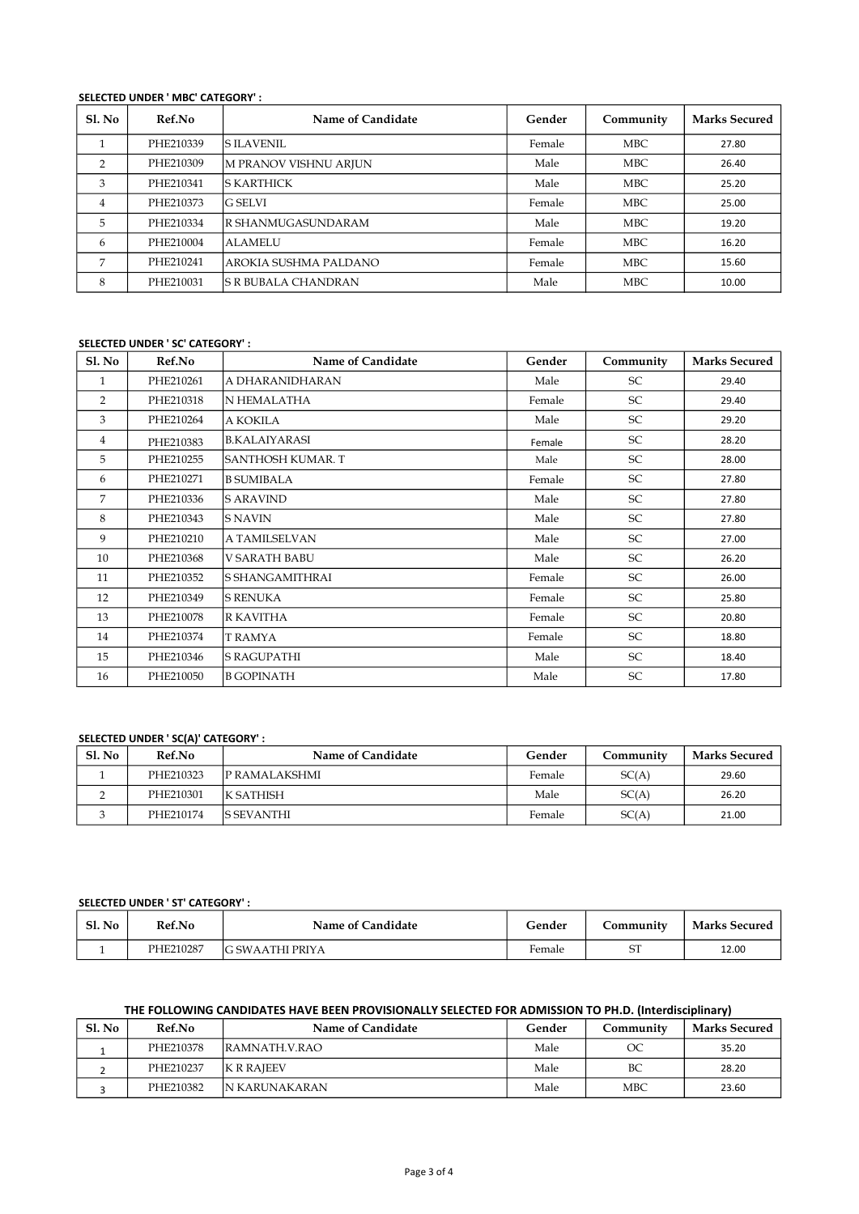**SELECTED UNDER ' MBC' CATEGORY' :**

| Sl. No | Ref.No | Name of Candidate | Gender | Community | Marks Secured |
|---|---|---|---|---|---|
| 1 | PHE210339 | S ILAVENIL | Female | MBC | 27.80 |
| 2 | PHE210309 | M PRANOV VISHNU ARJUN | Male | MBC | 26.40 |
| 3 | PHE210341 | S KARTHICK | Male | MBC | 25.20 |
| 4 | PHE210373 | G SELVI | Female | MBC | 25.00 |
| 5 | PHE210334 | R SHANMUGASUNDARAM | Male | MBC | 19.20 |
| 6 | PHE210004 | ALAMELU | Female | MBC | 16.20 |
| 7 | PHE210241 | AROKIA SUSHMA PALDANO | Female | MBC | 15.60 |
| 8 | PHE210031 | S R BUBALA CHANDRAN | Male | MBC | 10.00 |

**SELECTED UNDER ' SC' CATEGORY' :**

| Sl. No | Ref.No | Name of Candidate | Gender | Community | Marks Secured |
|---|---|---|---|---|---|
| 1 | PHE210261 | A DHARANIDHARAN | Male | SC | 29.40 |
| 2 | PHE210318 | N HEMALATHA | Female | SC | 29.40 |
| 3 | PHE210264 | A KOKILA | Male | SC | 29.20 |
| 4 | PHE210383 | B.KALAIYARASI | Female | SC | 28.20 |
| 5 | PHE210255 | SANTHOSH KUMAR. T | Male | SC | 28.00 |
| 6 | PHE210271 | B SUMIBALA | Female | SC | 27.80 |
| 7 | PHE210336 | S ARAVIND | Male | SC | 27.80 |
| 8 | PHE210343 | S NAVIN | Male | SC | 27.80 |
| 9 | PHE210210 | A TAMILSELVAN | Male | SC | 27.00 |
| 10 | PHE210368 | V SARATH BABU | Male | SC | 26.20 |
| 11 | PHE210352 | S SHANGAMITHRAI | Female | SC | 26.00 |
| 12 | PHE210349 | S RENUKA | Female | SC | 25.80 |
| 13 | PHE210078 | R KAVITHA | Female | SC | 20.80 |
| 14 | PHE210374 | T RAMYA | Female | SC | 18.80 |
| 15 | PHE210346 | S RAGUPATHI | Male | SC | 18.40 |
| 16 | PHE210050 | B GOPINATH | Male | SC | 17.80 |

**SELECTED UNDER ' SC(A)' CATEGORY' :**

| Sl. No | Ref.No | Name of Candidate | Gender | Community | Marks Secured |
|---|---|---|---|---|---|
| 1 | PHE210323 | P RAMALAKSHMI | Female | SC(A) | 29.60 |
| 2 | PHE210301 | K SATHISH | Male | SC(A) | 26.20 |
| 3 | PHE210174 | S SEVANTHI | Female | SC(A) | 21.00 |

**SELECTED UNDER ' ST' CATEGORY' :**

| Sl. No | Ref.No | Name of Candidate | Gender | Community | Marks Secured |
|---|---|---|---|---|---|
| 1 | PHE210287 | G SWAATHI PRIYA | Female | ST | 12.00 |

**THE FOLLOWING CANDIDATES HAVE BEEN PROVISIONALLY SELECTED FOR ADMISSION TO PH.D. (Interdisciplinary)**

| Sl. No | Ref.No | Name of Candidate | Gender | Community | Marks Secured |
|---|---|---|---|---|---|
| 1 | PHE210378 | RAMNATH.V.RAO | Male | OC | 35.20 |
| 2 | PHE210237 | K R RAJEEV | Male | BC | 28.20 |
| 3 | PHE210382 | N KARUNAKARAN | Male | MBC | 23.60 |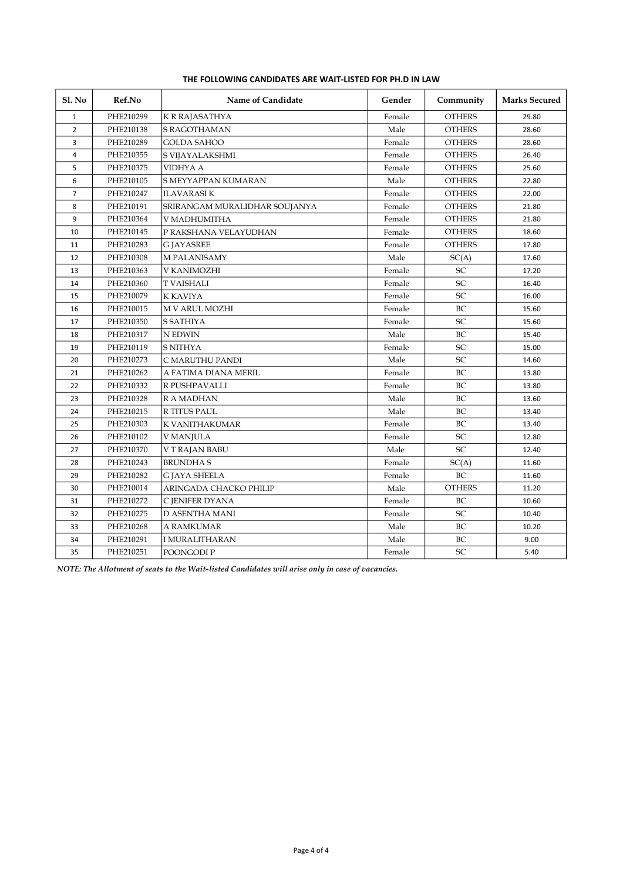**THE FOLLOWING CANDIDATES ARE WAIT-LISTED FOR PH.D IN LAW**

| Sl. No | Ref.No | Name of Candidate | Gender | Community | Marks Secured |
|---|---|---|---|---|---|
| 1 | PHE210299 | K R RAJASATHYA | Female | OTHERS | 29.80 |
| 2 | PHE210138 | S RAGOTHAMAN | Male | OTHERS | 28.60 |
| 3 | PHE210289 | GOLDA SAHOO | Female | OTHERS | 28.60 |
| 4 | PHE210355 | S VIJAYALAKSHMI | Female | OTHERS | 26.40 |
| 5 | PHE210375 | VIDHYA A | Female | OTHERS | 25.60 |
| 6 | PHE210105 | S MEYYAPPAN KUMARAN | Male | OTHERS | 22.80 |
| 7 | PHE210247 | ILAVARASI K | Female | OTHERS | 22.00 |
| 8 | PHE210191 | SRIRANGAM MURALIDHAR SOUJANYA | Female | OTHERS | 21.80 |
| 9 | PHE210364 | V MADHUMITHA | Female | OTHERS | 21.80 |
| 10 | PHE210145 | P RAKSHANA VELAYUDHAN | Female | OTHERS | 18.60 |
| 11 | PHE210283 | G JAYASREE | Female | OTHERS | 17.80 |
| 12 | PHE210308 | M PALANISAMY | Male | SC(A) | 17.60 |
| 13 | PHE210363 | V KANIMOZHI | Female | SC | 17.20 |
| 14 | PHE210360 | T VAISHALI | Female | SC | 16.40 |
| 15 | PHE210079 | K KAVIYA | Female | SC | 16.00 |
| 16 | PHE210015 | M V ARUL MOZHI | Female | BC | 15.60 |
| 17 | PHE210350 | S SATHIYA | Female | SC | 15.60 |
| 18 | PHE210317 | N EDWIN | Male | BC | 15.40 |
| 19 | PHE210119 | S NITHYA | Female | SC | 15.00 |
| 20 | PHE210273 | C MARUTHU PANDI | Male | SC | 14.60 |
| 21 | PHE210262 | A FATIMA DIANA MERIL | Female | BC | 13.80 |
| 22 | PHE210332 | R PUSHPAVALLI | Female | BC | 13.80 |
| 23 | PHE210328 | R A MADHAN | Male | BC | 13.60 |
| 24 | PHE210215 | R TITUS PAUL | Male | BC | 13.40 |
| 25 | PHE210303 | K VANITHAKUMAR | Female | BC | 13.40 |
| 26 | PHE210102 | V MANJULA | Female | SC | 12.80 |
| 27 | PHE210370 | V T RAJAN BABU | Male | SC | 12.40 |
| 28 | PHE210243 | BRUNDHA S | Female | SC(A) | 11.60 |
| 29 | PHE210282 | G JAYA SHEELA | Female | BC | 11.60 |
| 30 | PHE210014 | ARINGADA CHACKO PHILIP | Male | OTHERS | 11.20 |
| 31 | PHE210272 | C JENIFER DYANA | Female | BC | 10.60 |
| 32 | PHE210275 | D ASENTHA MANI | Female | SC | 10.40 |
| 33 | PHE210268 | A RAMKUMAR | Male | BC | 10.20 |
| 34 | PHE210291 | I MURALITHARAN | Male | BC | 9.00 |
| 35 | PHE210251 | POONGODI P | Female | SC | 5.40 |

*NOTE: The Allotment of seats to the Wait-listed Candidates will arise only in case of vacancies.*